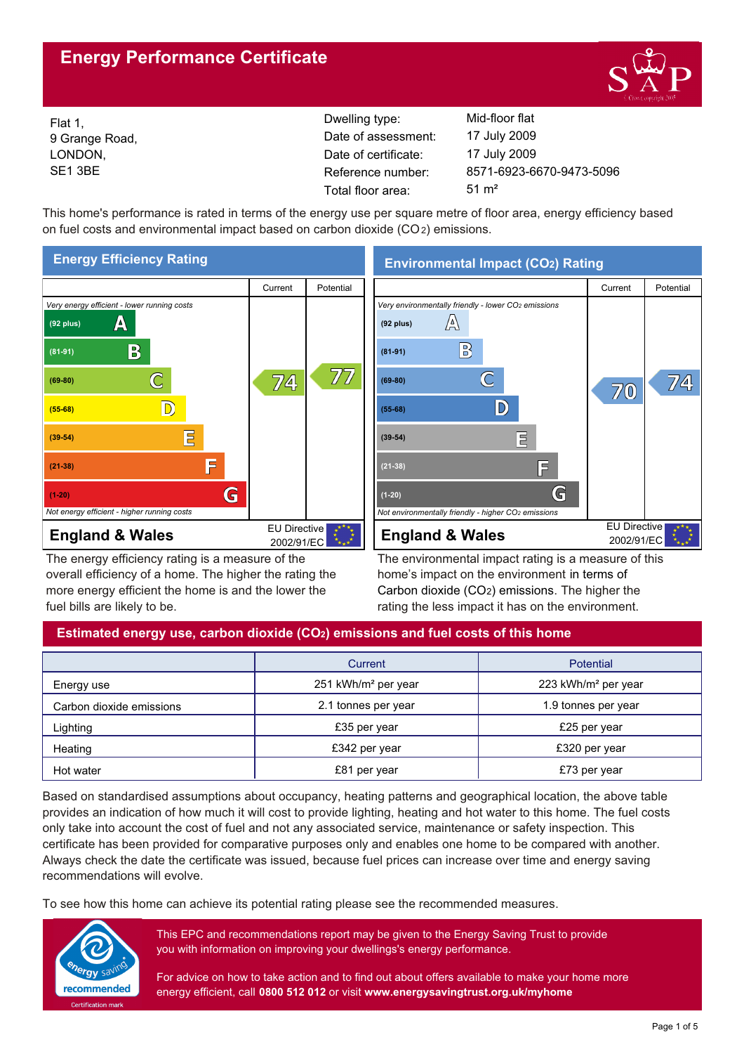# Energy Performance Certificate

Flat 1,
9 Grange Road,
LONDON,
SE1 3BE

| | |
|---|---|
| Dwelling type: | Mid-floor flat |
| Date of assessment: | 17 July 2009 |
| Date of certificate: | 17 July 2009 |
| Reference number: | 8571-6923-6670-9473-5096 |
| Total floor area: | 51 m² |

This home's performance is rated in terms of the energy use per square metre of floor area, energy efficiency based on fuel costs and environmental impact based on carbon dioxide ($CO_2$) emissions.

## Energy Efficiency Rating

| | Current | Potential |
|---|---|---|
| *Very energy efficient - lower running costs* | | |
| (92 plus) A | | |
| (81-91) B | | |
| (69-80) C | 74 | 77 |
| (55-68) D | | |
| (39-54) E | | |
| (21-38) F | | |
| (1-20) G | | |
| *Not energy efficient - higher running costs* | | |

**England & Wales** — EU Directive 2002/91/EC

The energy efficiency rating is a measure of the overall efficiency of a home. The higher the rating the more energy efficient the home is and the lower the fuel bills are likely to be.

## Environmental Impact ($CO_2$) Rating

| | Current | Potential |
|---|---|---|
| *Very environmentally friendly - lower $CO_2$ emissions* | | |
| (92 plus) A | | |
| (81-91) B | | |
| (69-80) C | 70 | 74 |
| (55-68) D | | |
| (39-54) E | | |
| (21-38) F | | |
| (1-20) G | | |
| *Not environmentally friendly - higher $CO_2$ emissions* | | |

**England & Wales** — EU Directive 2002/91/EC

The environmental impact rating is a measure of this home's impact on the environment in terms of Carbon dioxide ($CO_2$) emissions. The higher the rating the less impact it has on the environment.

## Estimated energy use, carbon dioxide ($CO_2$) emissions and fuel costs of this home

| | Current | Potential |
|---|---|---|
| Energy use | 251 kWh/m² per year | 223 kWh/m² per year |
| Carbon dioxide emissions | 2.1 tonnes per year | 1.9 tonnes per year |
| Lighting | £35 per year | £25 per year |
| Heating | £342 per year | £320 per year |
| Hot water | £81 per year | £73 per year |

Based on standardised assumptions about occupancy, heating patterns and geographical location, the above table provides an indication of how much it will cost to provide lighting, heating and hot water to this home. The fuel costs only take into account the cost of fuel and not any associated service, maintenance or safety inspection. This certificate has been provided for comparative purposes only and enables one home to be compared with another. Always check the date the certificate was issued, because fuel prices can increase over time and energy saving recommendations will evolve.

To see how this home can achieve its potential rating please see the recommended measures.

This EPC and recommendations report may be given to the Energy Saving Trust to provide you with information on improving your dwellings's energy performance.

For advice on how to take action and to find out about offers available to make your home more energy efficient, call **0800 512 012** or visit **www.energysavingtrust.org.uk/myhome**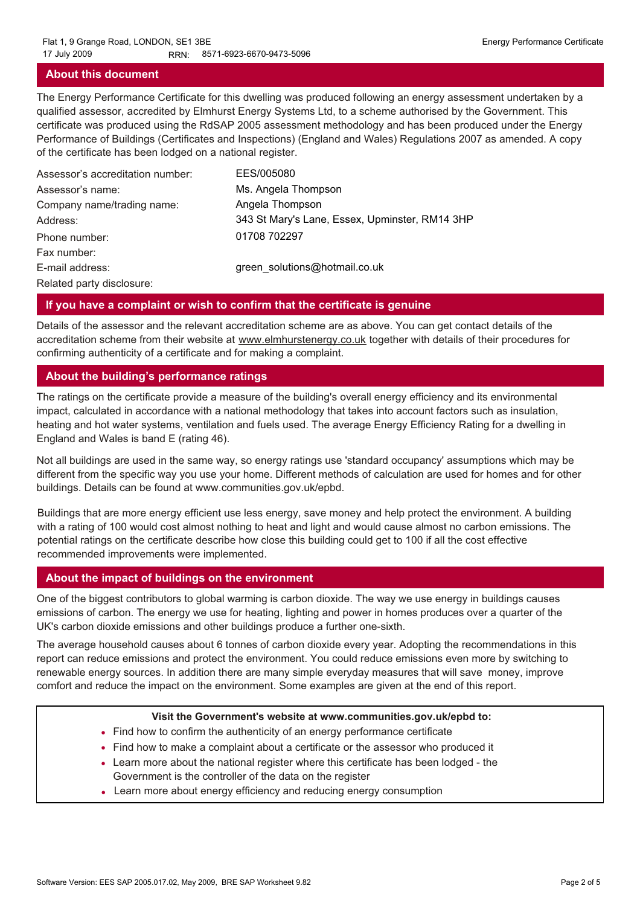## About this document

The Energy Performance Certificate for this dwelling was produced following an energy assessment undertaken by a qualified assessor, accredited by Elmhurst Energy Systems Ltd, to a scheme authorised by the Government. This certificate was produced using the RdSAP 2005 assessment methodology and has been produced under the Energy Performance of Buildings (Certificates and Inspections) (England and Wales) Regulations 2007 as amended. A copy of the certificate has been lodged on a national register.

| | |
|---|---|
| Assessor's accreditation number: | EES/005080 |
| Assessor's name: | Ms. Angela Thompson |
| Company name/trading name: | Angela Thompson |
| Address: | 343 St Mary's Lane, Essex, Upminster, RM14 3HP |
| Phone number: | 01708 702297 |
| Fax number: | |
| E-mail address: | green_solutions@hotmail.co.uk |
| Related party disclosure: | |

## If you have a complaint or wish to confirm that the certificate is genuine

Details of the assessor and the relevant accreditation scheme are as above. You can get contact details of the accreditation scheme from their website at www.elmhurstenergy.co.uk together with details of their procedures for confirming authenticity of a certificate and for making a complaint.

## About the building's performance ratings

The ratings on the certificate provide a measure of the building's overall energy efficiency and its environmental impact, calculated in accordance with a national methodology that takes into account factors such as insulation, heating and hot water systems, ventilation and fuels used. The average Energy Efficiency Rating for a dwelling in England and Wales is band E (rating 46).

Not all buildings are used in the same way, so energy ratings use 'standard occupancy' assumptions which may be different from the specific way you use your home. Different methods of calculation are used for homes and for other buildings. Details can be found at www.communities.gov.uk/epbd.

Buildings that are more energy efficient use less energy, save money and help protect the environment. A building with a rating of 100 would cost almost nothing to heat and light and would cause almost no carbon emissions. The potential ratings on the certificate describe how close this building could get to 100 if all the cost effective recommended improvements were implemented.

## About the impact of buildings on the environment

One of the biggest contributors to global warming is carbon dioxide. The way we use energy in buildings causes emissions of carbon. The energy we use for heating, lighting and power in homes produces over a quarter of the UK's carbon dioxide emissions and other buildings produce a further one-sixth.

The average household causes about 6 tonnes of carbon dioxide every year. Adopting the recommendations in this report can reduce emissions and protect the environment. You could reduce emissions even more by switching to renewable energy sources. In addition there are many simple everyday measures that will save money, improve comfort and reduce the impact on the environment. Some examples are given at the end of this report.

**Visit the Government's website at www.communities.gov.uk/epbd to:**

- Find how to confirm the authenticity of an energy performance certificate
- Find how to make a complaint about a certificate or the assessor who produced it
- Learn more about the national register where this certificate has been lodged - the Government is the controller of the data on the register
- Learn more about energy efficiency and reducing energy consumption

Software Version: EES SAP 2005.017.02, May 2009, BRE SAP Worksheet 9.82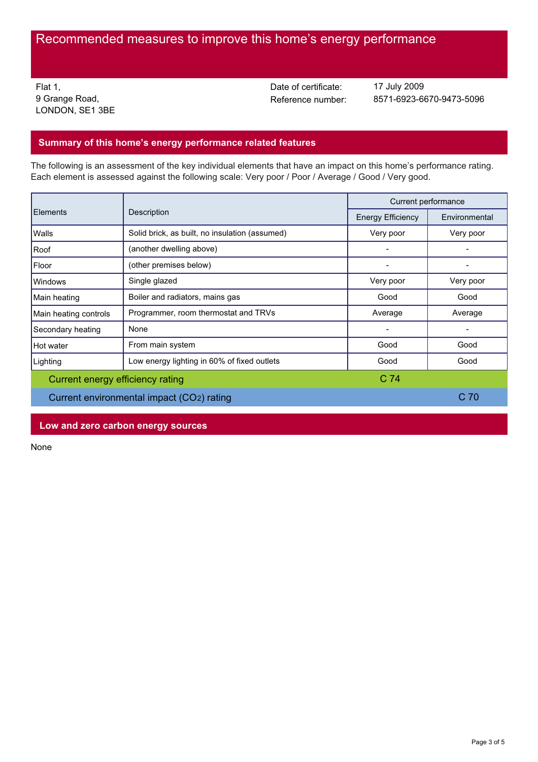# Recommended measures to improve this home's energy performance

Flat 1,
9 Grange Road,
LONDON, SE1 3BE

Date of certificate: 17 July 2009
Reference number: 8571-6923-6670-9473-5096

## Summary of this home's energy performance related features

The following is an assessment of the key individual elements that have an impact on this home's performance rating. Each element is assessed against the following scale: Very poor / Poor / Average / Good / Very good.

| Elements | Description | Current performance | |
|---|---|---|---|
| | | Energy Efficiency | Environmental |
| Walls | Solid brick, as built, no insulation (assumed) | Very poor | Very poor |
| Roof | (another dwelling above) | - | - |
| Floor | (other premises below) | - | - |
| Windows | Single glazed | Very poor | Very poor |
| Main heating | Boiler and radiators, mains gas | Good | Good |
| Main heating controls | Programmer, room thermostat and TRVs | Average | Average |
| Secondary heating | None | - | - |
| Hot water | From main system | Good | Good |
| Lighting | Low energy lighting in 60% of fixed outlets | Good | Good |
| Current energy efficiency rating | | C 74 | |
| Current environmental impact ($CO_2$) rating | | | C 70 |

## Low and zero carbon energy sources

None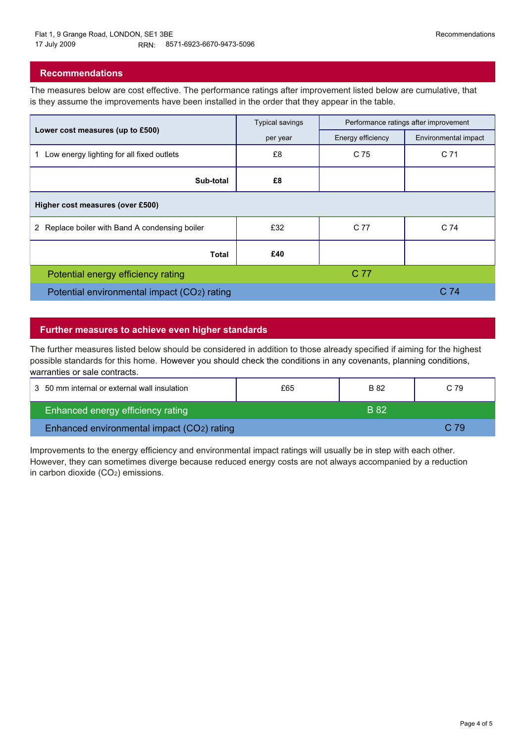## Recommendations

The measures below are cost effective. The performance ratings after improvement listed below are cumulative, that is they assume the improvements have been installed in the order that they appear in the table.

| Lower cost measures (up to £500) | Typical savings per year | Performance ratings after improvement | |
|---|---|---|---|
| | | Energy efficiency | Environmental impact |
| 1 Low energy lighting for all fixed outlets | £8 | C 75 | C 71 |
| **Sub-total** | **£8** | | |
| **Higher cost measures (over £500)** | | | |
| 2 Replace boiler with Band A condensing boiler | £32 | C 77 | C 74 |
| **Total** | **£40** | | |
| Potential energy efficiency rating | | C 77 | |
| Potential environmental impact ($CO_2$) rating | | | C 74 |

## Further measures to achieve even higher standards

The further measures listed below should be considered in addition to those already specified if aiming for the highest possible standards for this home. However you should check the conditions in any covenants, planning conditions, warranties or sale contracts.

| Measure | Typical savings per year | Energy efficiency | Environmental impact |
|---|---|---|---|
| 3 50 mm internal or external wall insulation | £65 | B 82 | C 79 |
| Enhanced energy efficiency rating | | B 82 | |
| Enhanced environmental impact ($CO_2$) rating | | | C 79 |

Improvements to the energy efficiency and environmental impact ratings will usually be in step with each other. However, they can sometimes diverge because reduced energy costs are not always accompanied by a reduction in carbon dioxide ($CO_2$) emissions.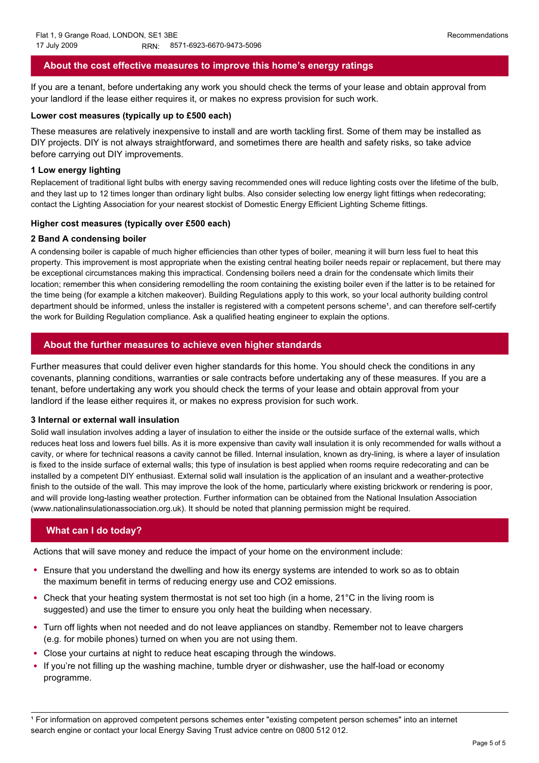## About the cost effective measures to improve this home's energy ratings

If you are a tenant, before undertaking any work you should check the terms of your lease and obtain approval from your landlord if the lease either requires it, or makes no express provision for such work.

**Lower cost measures (typically up to £500 each)**

These measures are relatively inexpensive to install and are worth tackling first. Some of them may be installed as DIY projects. DIY is not always straightforward, and sometimes there are health and safety risks, so take advice before carrying out DIY improvements.

**1 Low energy lighting**

Replacement of traditional light bulbs with energy saving recommended ones will reduce lighting costs over the lifetime of the bulb, and they last up to 12 times longer than ordinary light bulbs. Also consider selecting low energy light fittings when redecorating; contact the Lighting Association for your nearest stockist of Domestic Energy Efficient Lighting Scheme fittings.

**Higher cost measures (typically over £500 each)**

**2 Band A condensing boiler**

A condensing boiler is capable of much higher efficiencies than other types of boiler, meaning it will burn less fuel to heat this property. This improvement is most appropriate when the existing central heating boiler needs repair or replacement, but there may be exceptional circumstances making this impractical. Condensing boilers need a drain for the condensate which limits their location; remember this when considering remodelling the room containing the existing boiler even if the latter is to be retained for the time being (for example a kitchen makeover). Building Regulations apply to this work, so your local authority building control department should be informed, unless the installer is registered with a competent persons scheme[1], and can therefore self-certify the work for Building Regulation compliance. Ask a qualified heating engineer to explain the options.

## About the further measures to achieve even higher standards

Further measures that could deliver even higher standards for this home. You should check the conditions in any covenants, planning conditions, warranties or sale contracts before undertaking any of these measures. If you are a tenant, before undertaking any work you should check the terms of your lease and obtain approval from your landlord if the lease either requires it, or makes no express provision for such work.

**3 Internal or external wall insulation**

Solid wall insulation involves adding a layer of insulation to either the inside or the outside surface of the external walls, which reduces heat loss and lowers fuel bills. As it is more expensive than cavity wall insulation it is only recommended for walls without a cavity, or where for technical reasons a cavity cannot be filled. Internal insulation, known as dry-lining, is where a layer of insulation is fixed to the inside surface of external walls; this type of insulation is best applied when rooms require redecorating and can be installed by a competent DIY enthusiast. External solid wall insulation is the application of an insulant and a weather-protective finish to the outside of the wall. This may improve the look of the home, particularly where existing brickwork or rendering is poor, and will provide long-lasting weather protection. Further information can be obtained from the National Insulation Association (www.nationalinsulationassociation.org.uk). It should be noted that planning permission might be required.

## What can I do today?

Actions that will save money and reduce the impact of your home on the environment include:

- Ensure that you understand the dwelling and how its energy systems are intended to work so as to obtain the maximum benefit in terms of reducing energy use and CO2 emissions.
- Check that your heating system thermostat is not set too high (in a home, 21°C in the living room is suggested) and use the timer to ensure you only heat the building when necessary.
- Turn off lights when not needed and do not leave appliances on standby. Remember not to leave chargers (e.g. for mobile phones) turned on when you are not using them.
- Close your curtains at night to reduce heat escaping through the windows.
- If you're not filling up the washing machine, tumble dryer or dishwasher, use the half-load or economy programme.

---

[1] For information on approved competent persons schemes enter "existing competent person schemes" into an internet search engine or contact your local Energy Saving Trust advice centre on 0800 512 012.